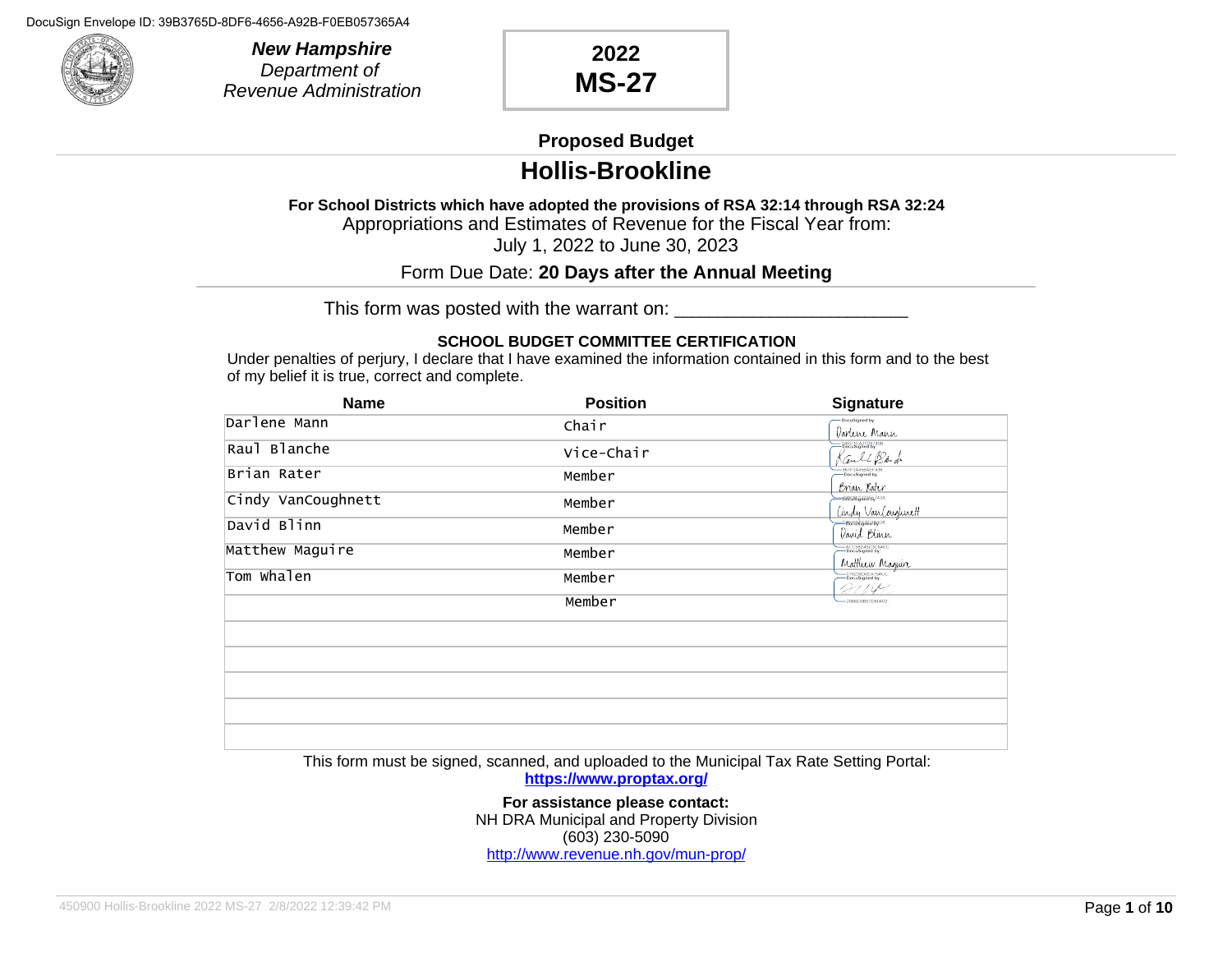DocuSign Envelope ID: 39B3765D-8DF6-4656-A92B-F0EB057365A4

***New Hampshire***
*Department of*
*Revenue Administration*

# 2022
# MS-27

## Proposed Budget
# Hollis-Brookline

**For School Districts which have adopted the provisions of RSA 32:14 through RSA 32:24**
Appropriations and Estimates of Revenue for the Fiscal Year from:
July 1, 2022 to June 30, 2023

Form Due Date: **20 Days after the Annual Meeting**

This form was posted with the warrant on: ______________________

**SCHOOL BUDGET COMMITTEE CERTIFICATION**

Under penalties of perjury, I declare that I have examined the information contained in this form and to the best of my belief it is true, correct and complete.

| Name | Position | Signature |
|---|---|---|
| Darlene Mann | Chair | Darlene Mann |
| Raul Blanche | Vice-Chair | Raul Blanche |
| Brian Rater | Member | Brian Rater |
| Cindy VanCoughnett | Member | Cindy VanCoughnett |
| David Blinn | Member | David Blinn |
| Matthew Maguire | Member | Matthew Maguire |
| Tom Whalen | Member | (signed) |
| | Member | |
| | | |
| | | |
| | | |
| | | |
| | | |

This form must be signed, scanned, and uploaded to the Municipal Tax Rate Setting Portal:
**https://www.proptax.org/**

**For assistance please contact:**
NH DRA Municipal and Property Division
(603) 230-5090
http://www.revenue.nh.gov/mun-prop/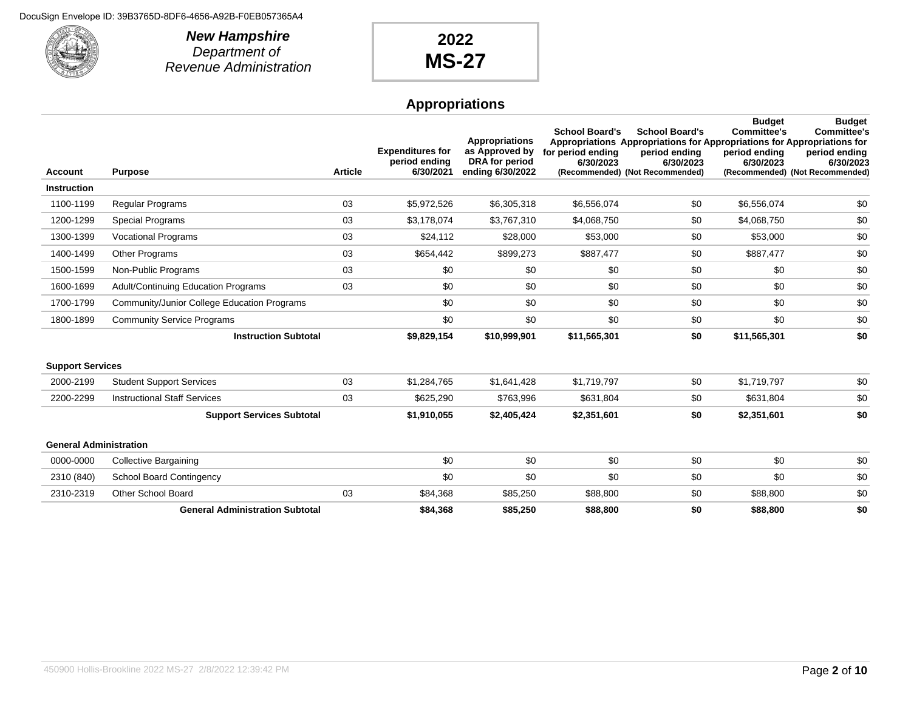DocuSign Envelope ID: 39B3765D-8DF6-4656-A92B-F0EB057365A4

**New Hampshire**
*Department of*
*Revenue Administration*

**2022**
**MS-27**

## Appropriations

| Account | Purpose | Article | Expenditures for period ending 6/30/2021 | Appropriations as Approved by DRA for period ending 6/30/2022 | School Board's Appropriations for period ending 6/30/2023 (Recommended) | School Board's Appropriations for period ending 6/30/2023 (Not Recommended) | Budget Committee's Appropriations for period ending 6/30/2023 (Recommended) | Budget Committee's Appropriations for period ending 6/30/2023 (Not Recommended) |
|---|---|---|---|---|---|---|---|---|
| **Instruction** | | | | | | | | |
| 1100-1199 | Regular Programs | 03 | $5,972,526 | $6,305,318 | $6,556,074 | $0 | $6,556,074 | $0 |
| 1200-1299 | Special Programs | 03 | $3,178,074 | $3,767,310 | $4,068,750 | $0 | $4,068,750 | $0 |
| 1300-1399 | Vocational Programs | 03 | $24,112 | $28,000 | $53,000 | $0 | $53,000 | $0 |
| 1400-1499 | Other Programs | 03 | $654,442 | $899,273 | $887,477 | $0 | $887,477 | $0 |
| 1500-1599 | Non-Public Programs | 03 | $0 | $0 | $0 | $0 | $0 | $0 |
| 1600-1699 | Adult/Continuing Education Programs | 03 | $0 | $0 | $0 | $0 | $0 | $0 |
| 1700-1799 | Community/Junior College Education Programs | | $0 | $0 | $0 | $0 | $0 | $0 |
| 1800-1899 | Community Service Programs | | $0 | $0 | $0 | $0 | $0 | $0 |
| | **Instruction Subtotal** | | **$9,829,154** | **$10,999,901** | **$11,565,301** | **$0** | **$11,565,301** | **$0** |
| **Support Services** | | | | | | | | |
| 2000-2199 | Student Support Services | 03 | $1,284,765 | $1,641,428 | $1,719,797 | $0 | $1,719,797 | $0 |
| 2200-2299 | Instructional Staff Services | 03 | $625,290 | $763,996 | $631,804 | $0 | $631,804 | $0 |
| | **Support Services Subtotal** | | **$1,910,055** | **$2,405,424** | **$2,351,601** | **$0** | **$2,351,601** | **$0** |
| **General Administration** | | | | | | | | |
| 0000-0000 | Collective Bargaining | | $0 | $0 | $0 | $0 | $0 | $0 |
| 2310 (840) | School Board Contingency | | $0 | $0 | $0 | $0 | $0 | $0 |
| 2310-2319 | Other School Board | 03 | $84,368 | $85,250 | $88,800 | $0 | $88,800 | $0 |
| | **General Administration Subtotal** | | **$84,368** | **$85,250** | **$88,800** | **$0** | **$88,800** | **$0** |

450900 Hollis-Brookline 2022 MS-27 2/8/2022 12:39:42 PM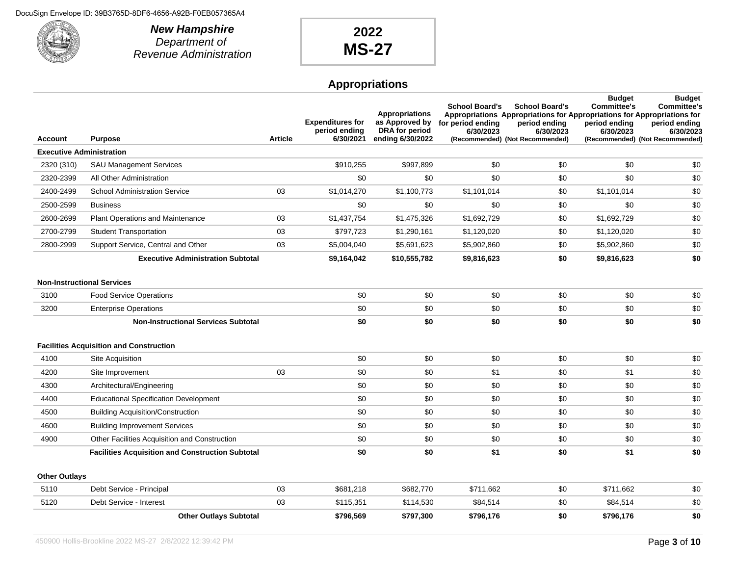DocuSign Envelope ID: 39B3765D-8DF6-4656-A92B-F0EB057365A4

**New Hampshire**
*Department of*
*Revenue Administration*

# 2022 MS-27

## Appropriations

| Account | Purpose | Article | Expenditures for period ending 6/30/2021 | Appropriations as Approved by DRA for period ending 6/30/2022 | School Board's Appropriations for period ending 6/30/2023 (Recommended) | School Board's Appropriations for period ending 6/30/2023 (Not Recommended) | Budget Committee's Appropriations for period ending 6/30/2023 (Recommended) | Budget Committee's Appropriations for period ending 6/30/2023 (Not Recommended) |
|---|---|---|---|---|---|---|---|---|
| **Executive Administration** | | | | | | | | |
| 2320 (310) | SAU Management Services | | $910,255 | $997,899 | $0 | $0 | $0 | $0 |
| 2320-2399 | All Other Administration | | $0 | $0 | $0 | $0 | $0 | $0 |
| 2400-2499 | School Administration Service | 03 | $1,014,270 | $1,100,773 | $1,101,014 | $0 | $1,101,014 | $0 |
| 2500-2599 | Business | | $0 | $0 | $0 | $0 | $0 | $0 |
| 2600-2699 | Plant Operations and Maintenance | 03 | $1,437,754 | $1,475,326 | $1,692,729 | $0 | $1,692,729 | $0 |
| 2700-2799 | Student Transportation | 03 | $797,723 | $1,290,161 | $1,120,020 | $0 | $1,120,020 | $0 |
| 2800-2999 | Support Service, Central and Other | 03 | $5,004,040 | $5,691,623 | $5,902,860 | $0 | $5,902,860 | $0 |
| | **Executive Administration Subtotal** | | **$9,164,042** | **$10,555,782** | **$9,816,623** | **$0** | **$9,816,623** | **$0** |
| **Non-Instructional Services** | | | | | | | | |
| 3100 | Food Service Operations | | $0 | $0 | $0 | $0 | $0 | $0 |
| 3200 | Enterprise Operations | | $0 | $0 | $0 | $0 | $0 | $0 |
| | **Non-Instructional Services Subtotal** | | **$0** | **$0** | **$0** | **$0** | **$0** | **$0** |
| **Facilities Acquisition and Construction** | | | | | | | | |
| 4100 | Site Acquisition | | $0 | $0 | $0 | $0 | $0 | $0 |
| 4200 | Site Improvement | 03 | $0 | $0 | $1 | $0 | $1 | $0 |
| 4300 | Architectural/Engineering | | $0 | $0 | $0 | $0 | $0 | $0 |
| 4400 | Educational Specification Development | | $0 | $0 | $0 | $0 | $0 | $0 |
| 4500 | Building Acquisition/Construction | | $0 | $0 | $0 | $0 | $0 | $0 |
| 4600 | Building Improvement Services | | $0 | $0 | $0 | $0 | $0 | $0 |
| 4900 | Other Facilities Acquisition and Construction | | $0 | $0 | $0 | $0 | $0 | $0 |
| | **Facilities Acquisition and Construction Subtotal** | | **$0** | **$0** | **$1** | **$0** | **$1** | **$0** |
| **Other Outlays** | | | | | | | | |
| 5110 | Debt Service - Principal | 03 | $681,218 | $682,770 | $711,662 | $0 | $711,662 | $0 |
| 5120 | Debt Service - Interest | 03 | $115,351 | $114,530 | $84,514 | $0 | $84,514 | $0 |
| | **Other Outlays Subtotal** | | **$796,569** | **$797,300** | **$796,176** | **$0** | **$796,176** | **$0** |

450900 Hollis-Brookline 2022 MS-27 2/8/2022 12:39:42 PM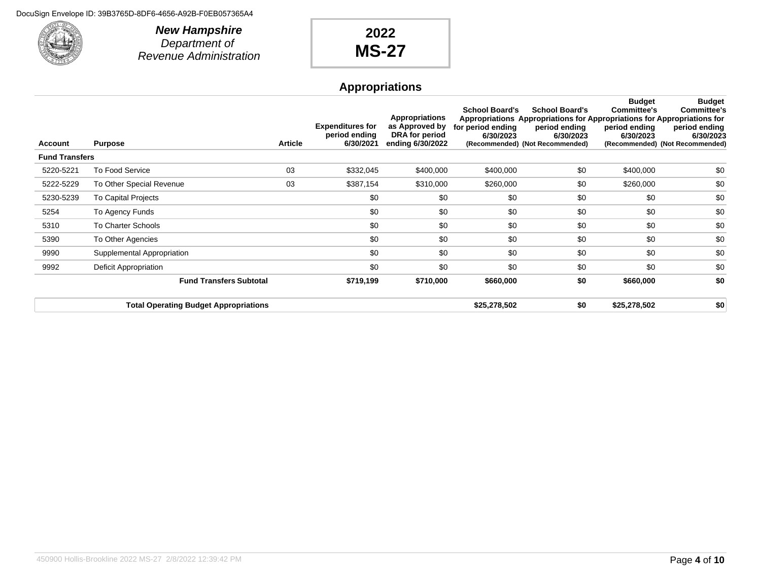DocuSign Envelope ID: 39B3765D-8DF6-4656-A92B-F0EB057365A4

***New Hampshire***
*Department of*
*Revenue Administration*

# 2022 MS-27

## Appropriations

| Account | Purpose | Article | Expenditures for period ending 6/30/2021 | Appropriations as Approved by DRA for period ending 6/30/2022 | School Board's Appropriations for period ending 6/30/2023 (Recommended) | School Board's Appropriations for period ending 6/30/2023 (Not Recommended) | Budget Committee's Appropriations for period ending 6/30/2023 (Recommended) | Budget Committee's Appropriations for period ending 6/30/2023 (Not Recommended) |
|---|---|---|---|---|---|---|---|---|
| **Fund Transfers** | | | | | | | | |
| 5220-5221 | To Food Service | 03 | $332,045 | $400,000 | $400,000 | $0 | $400,000 | $0 |
| 5222-5229 | To Other Special Revenue | 03 | $387,154 | $310,000 | $260,000 | $0 | $260,000 | $0 |
| 5230-5239 | To Capital Projects | | $0 | $0 | $0 | $0 | $0 | $0 |
| 5254 | To Agency Funds | | $0 | $0 | $0 | $0 | $0 | $0 |
| 5310 | To Charter Schools | | $0 | $0 | $0 | $0 | $0 | $0 |
| 5390 | To Other Agencies | | $0 | $0 | $0 | $0 | $0 | $0 |
| 9990 | Supplemental Appropriation | | $0 | $0 | $0 | $0 | $0 | $0 |
| 9992 | Deficit Appropriation | | $0 | $0 | $0 | $0 | $0 | $0 |
| | **Fund Transfers Subtotal** | | **$719,199** | **$710,000** | **$660,000** | **$0** | **$660,000** | **$0** |
| | **Total Operating Budget Appropriations** | | | | **$25,278,502** | **$0** | **$25,278,502** | **$0** |

450900 Hollis-Brookline 2022 MS-27 2/8/2022 12:39:42 PM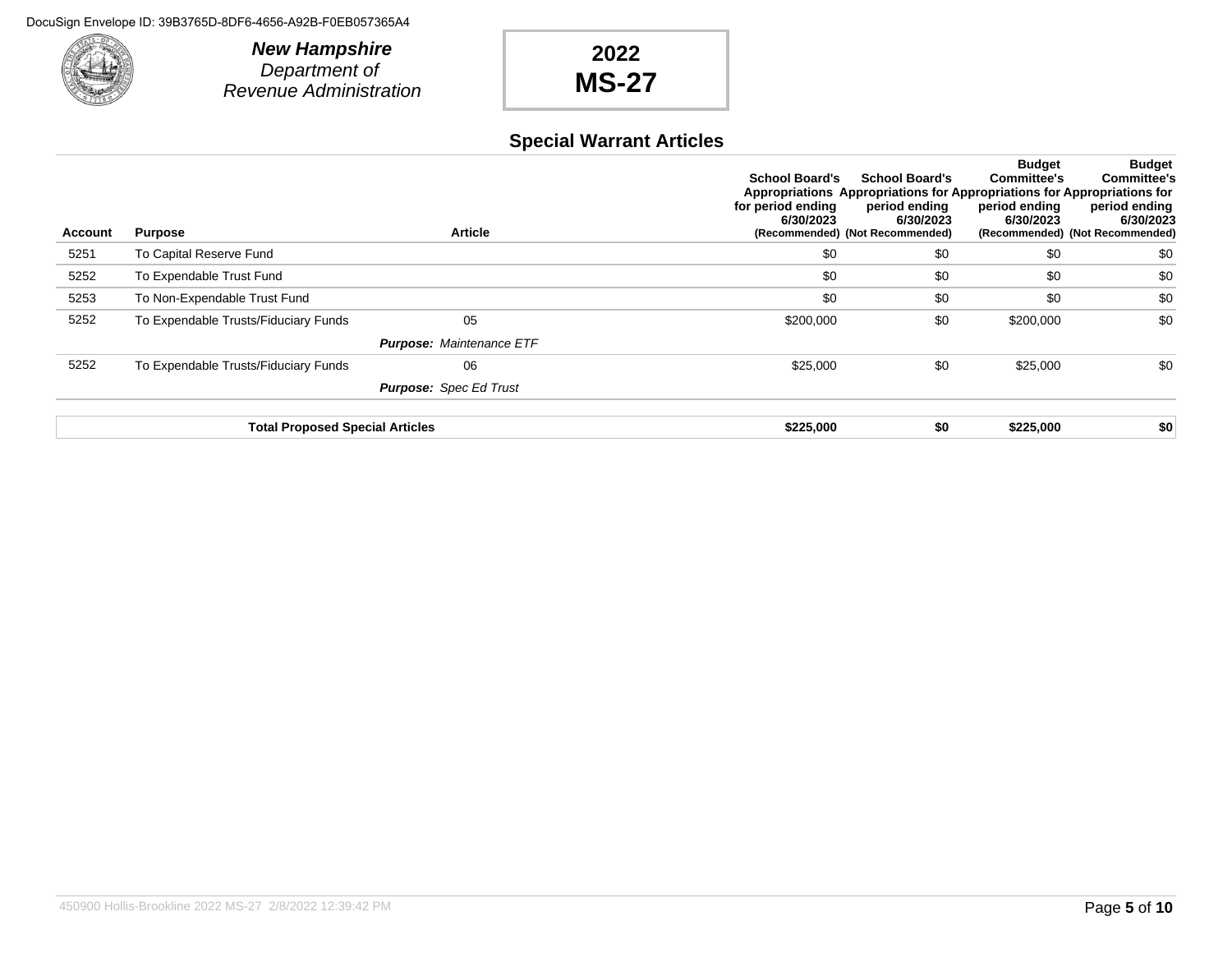New Hampshire
Department of
Revenue Administration

# 2022 MS-27

## Special Warrant Articles

| Account | Purpose | Article | School Board's Appropriations for period ending 6/30/2023 (Recommended) | School Board's Appropriations for period ending 6/30/2023 (Not Recommended) | Budget Committee's Appropriations for period ending 6/30/2023 (Recommended) | Budget Committee's Appropriations for period ending 6/30/2023 (Not Recommended) |
|---|---|---|---|---|---|---|
| 5251 | To Capital Reserve Fund | | $0 | $0 | $0 | $0 |
| 5252 | To Expendable Trust Fund | | $0 | $0 | $0 | $0 |
| 5253 | To Non-Expendable Trust Fund | | $0 | $0 | $0 | $0 |
| 5252 | To Expendable Trusts/Fiduciary Funds | 05 | $200,000 | $0 | $200,000 | $0 |
| | | ***Purpose:*** *Maintenance ETF* | | | | |
| 5252 | To Expendable Trusts/Fiduciary Funds | 06 | $25,000 | $0 | $25,000 | $0 |
| | | ***Purpose:*** *Spec Ed Trust* | | | | |
| | **Total Proposed Special Articles** | | **$225,000** | **$0** | **$225,000** | **$0** |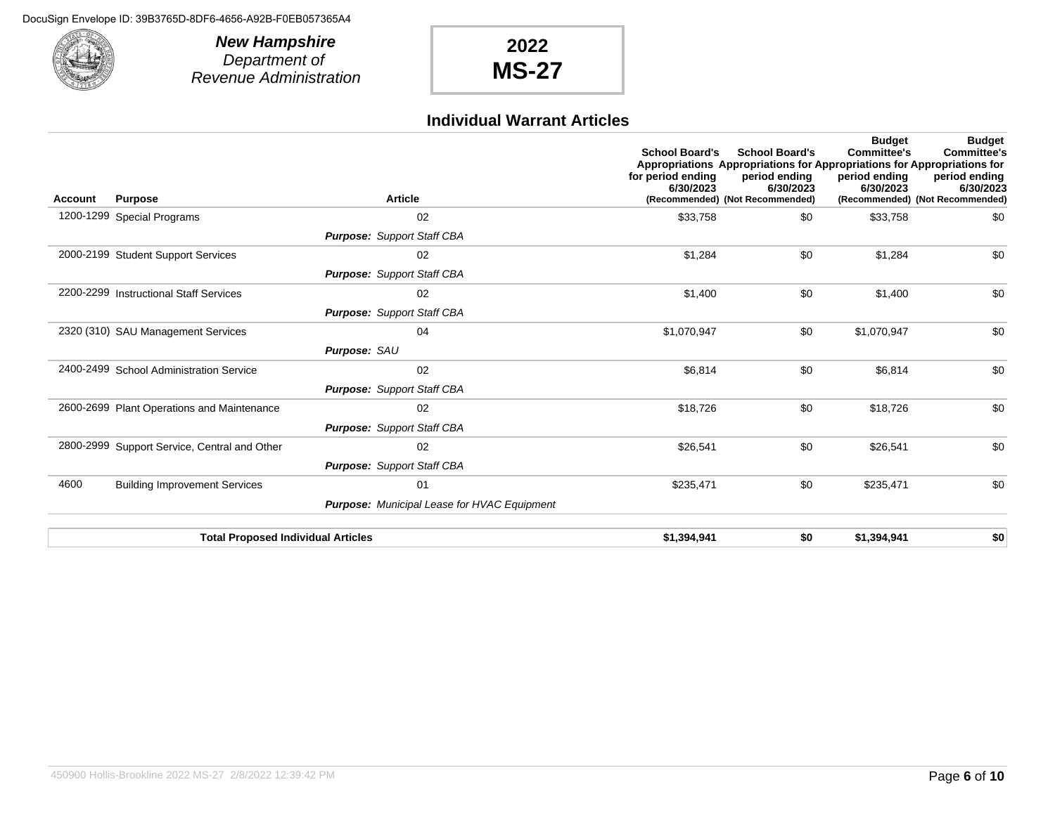**New Hampshire**
*Department of*
*Revenue Administration*

**2022**
**MS-27**

## Individual Warrant Articles

| Account | Purpose | Article | School Board's Appropriations for period ending 6/30/2023 (Recommended) | School Board's Appropriations for period ending 6/30/2023 (Not Recommended) | Budget Committee's Appropriations for period ending 6/30/2023 (Recommended) | Budget Committee's Appropriations for period ending 6/30/2023 (Not Recommended) |
|---|---|---|---|---|---|---|
| 1200-1299 | Special Programs | 02 | $33,758 | $0 | $33,758 | $0 |
| | | ***Purpose:*** *Support Staff CBA* | | | | |
| 2000-2199 | Student Support Services | 02 | $1,284 | $0 | $1,284 | $0 |
| | | ***Purpose:*** *Support Staff CBA* | | | | |
| 2200-2299 | Instructional Staff Services | 02 | $1,400 | $0 | $1,400 | $0 |
| | | ***Purpose:*** *Support Staff CBA* | | | | |
| 2320 (310) | SAU Management Services | 04 | $1,070,947 | $0 | $1,070,947 | $0 |
| | | ***Purpose:*** *SAU* | | | | |
| 2400-2499 | School Administration Service | 02 | $6,814 | $0 | $6,814 | $0 |
| | | ***Purpose:*** *Support Staff CBA* | | | | |
| 2600-2699 | Plant Operations and Maintenance | 02 | $18,726 | $0 | $18,726 | $0 |
| | | ***Purpose:*** *Support Staff CBA* | | | | |
| 2800-2999 | Support Service, Central and Other | 02 | $26,541 | $0 | $26,541 | $0 |
| | | ***Purpose:*** *Support Staff CBA* | | | | |
| 4600 | Building Improvement Services | 01 | $235,471 | $0 | $235,471 | $0 |
| | | ***Purpose:*** *Municipal Lease for HVAC Equipment* | | | | |
| | **Total Proposed Individual Articles** | | **$1,394,941** | **$0** | **$1,394,941** | **$0** |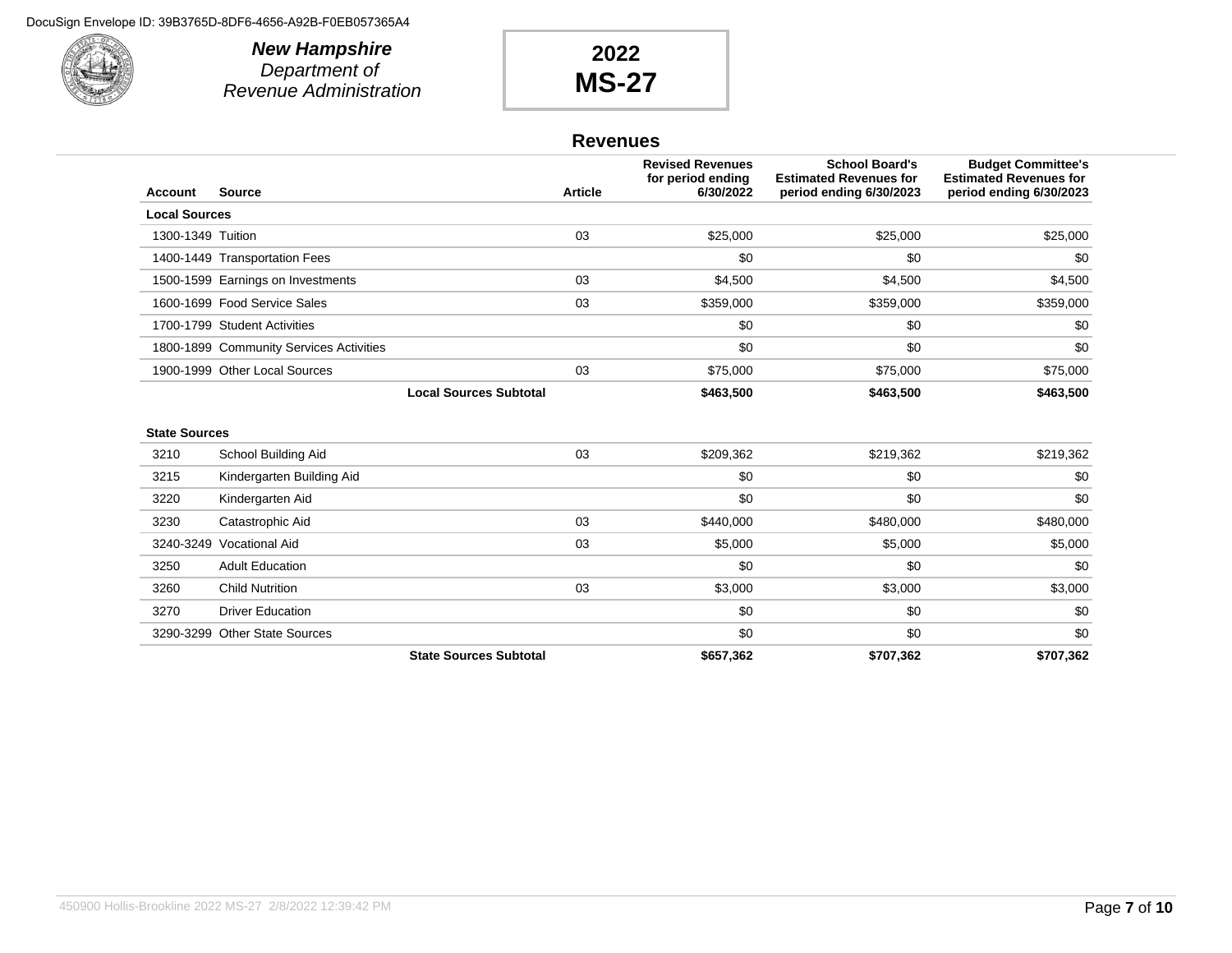DocuSign Envelope ID: 39B3765D-8DF6-4656-A92B-F0EB057365A4

**New Hampshire**
*Department of*
*Revenue Administration*

# 2022 MS-27

## Revenues

| Account | Source | Article | Revised Revenues for period ending 6/30/2022 | School Board's Estimated Revenues for period ending 6/30/2023 | Budget Committee's Estimated Revenues for period ending 6/30/2023 |
|---|---|---|---|---|---|
| **Local Sources** | | | | | |
| 1300-1349 | Tuition | 03 | $25,000 | $25,000 | $25,000 |
| 1400-1449 | Transportation Fees | | $0 | $0 | $0 |
| 1500-1599 | Earnings on Investments | 03 | $4,500 | $4,500 | $4,500 |
| 1600-1699 | Food Service Sales | 03 | $359,000 | $359,000 | $359,000 |
| 1700-1799 | Student Activities | | $0 | $0 | $0 |
| 1800-1899 | Community Services Activities | | $0 | $0 | $0 |
| 1900-1999 | Other Local Sources | 03 | $75,000 | $75,000 | $75,000 |
| | **Local Sources Subtotal** | | **$463,500** | **$463,500** | **$463,500** |
| **State Sources** | | | | | |
| 3210 | School Building Aid | 03 | $209,362 | $219,362 | $219,362 |
| 3215 | Kindergarten Building Aid | | $0 | $0 | $0 |
| 3220 | Kindergarten Aid | | $0 | $0 | $0 |
| 3230 | Catastrophic Aid | 03 | $440,000 | $480,000 | $480,000 |
| 3240-3249 | Vocational Aid | 03 | $5,000 | $5,000 | $5,000 |
| 3250 | Adult Education | | $0 | $0 | $0 |
| 3260 | Child Nutrition | 03 | $3,000 | $3,000 | $3,000 |
| 3270 | Driver Education | | $0 | $0 | $0 |
| 3290-3299 | Other State Sources | | $0 | $0 | $0 |
| | **State Sources Subtotal** | | **$657,362** | **$707,362** | **$707,362** |

450900 Hollis-Brookline 2022 MS-27 2/8/2022 12:39:42 PM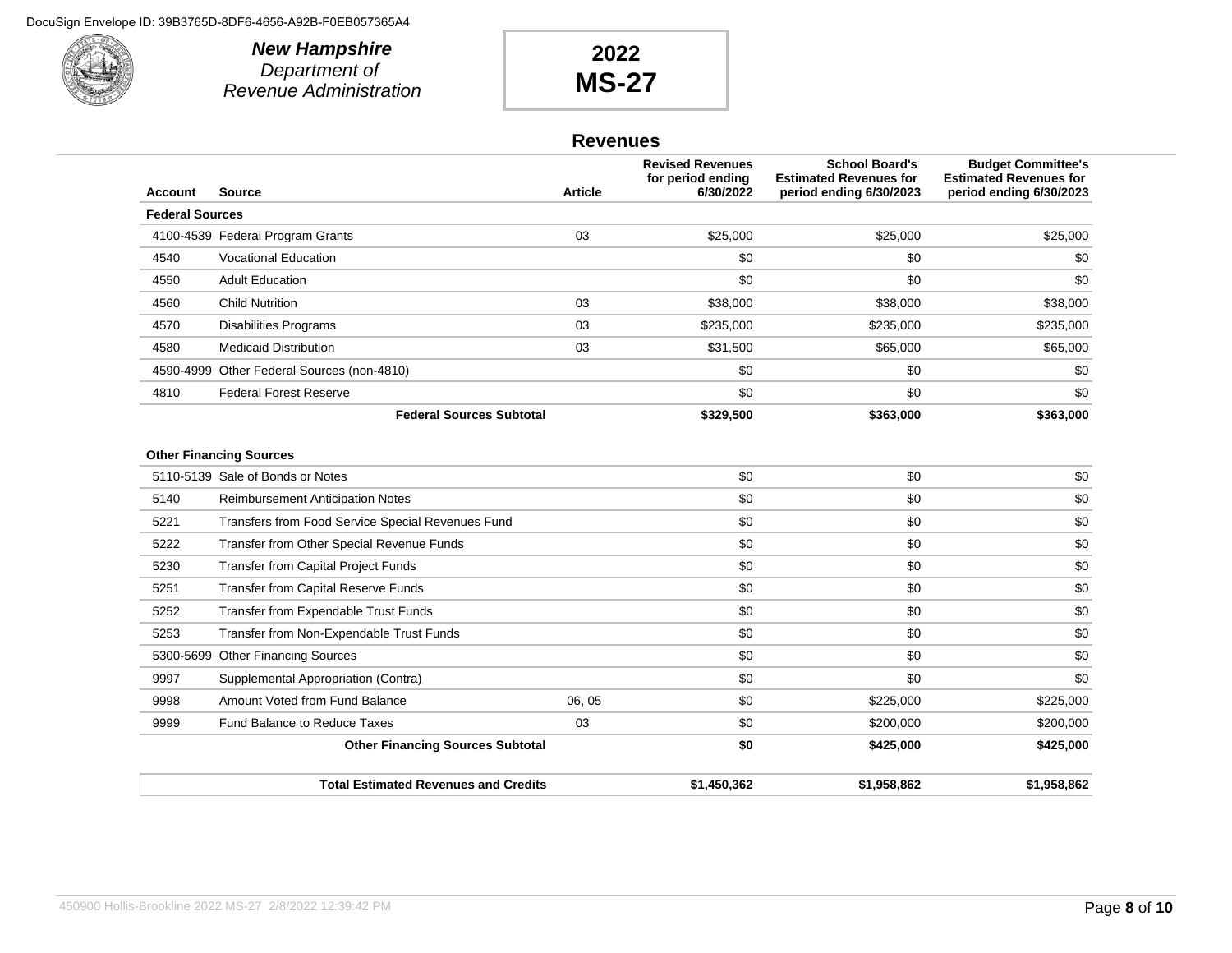DocuSign Envelope ID: 39B3765D-8DF6-4656-A92B-F0EB057365A4

***New Hampshire***
*Department of Revenue Administration*

**2022**
**MS-27**

## Revenues

| Account | Source | Article | Revised Revenues for period ending 6/30/2022 | School Board's Estimated Revenues for period ending 6/30/2023 | Budget Committee's Estimated Revenues for period ending 6/30/2023 |
|---|---|---|---|---|---|
| **Federal Sources** | | | | | |
| 4100-4539 | Federal Program Grants | 03 | $25,000 | $25,000 | $25,000 |
| 4540 | Vocational Education | | $0 | $0 | $0 |
| 4550 | Adult Education | | $0 | $0 | $0 |
| 4560 | Child Nutrition | 03 | $38,000 | $38,000 | $38,000 |
| 4570 | Disabilities Programs | 03 | $235,000 | $235,000 | $235,000 |
| 4580 | Medicaid Distribution | 03 | $31,500 | $65,000 | $65,000 |
| 4590-4999 | Other Federal Sources (non-4810) | | $0 | $0 | $0 |
| 4810 | Federal Forest Reserve | | $0 | $0 | $0 |
| | **Federal Sources Subtotal** | | **$329,500** | **$363,000** | **$363,000** |
| **Other Financing Sources** | | | | | |
| 5110-5139 | Sale of Bonds or Notes | | $0 | $0 | $0 |
| 5140 | Reimbursement Anticipation Notes | | $0 | $0 | $0 |
| 5221 | Transfers from Food Service Special Revenues Fund | | $0 | $0 | $0 |
| 5222 | Transfer from Other Special Revenue Funds | | $0 | $0 | $0 |
| 5230 | Transfer from Capital Project Funds | | $0 | $0 | $0 |
| 5251 | Transfer from Capital Reserve Funds | | $0 | $0 | $0 |
| 5252 | Transfer from Expendable Trust Funds | | $0 | $0 | $0 |
| 5253 | Transfer from Non-Expendable Trust Funds | | $0 | $0 | $0 |
| 5300-5699 | Other Financing Sources | | $0 | $0 | $0 |
| 9997 | Supplemental Appropriation (Contra) | | $0 | $0 | $0 |
| 9998 | Amount Voted from Fund Balance | 06, 05 | $0 | $225,000 | $225,000 |
| 9999 | Fund Balance to Reduce Taxes | 03 | $0 | $200,000 | $200,000 |
| | **Other Financing Sources Subtotal** | | **$0** | **$425,000** | **$425,000** |
| | **Total Estimated Revenues and Credits** | | **$1,450,362** | **$1,958,862** | **$1,958,862** |

450900 Hollis-Brookline 2022 MS-27 2/8/2022 12:39:42 PM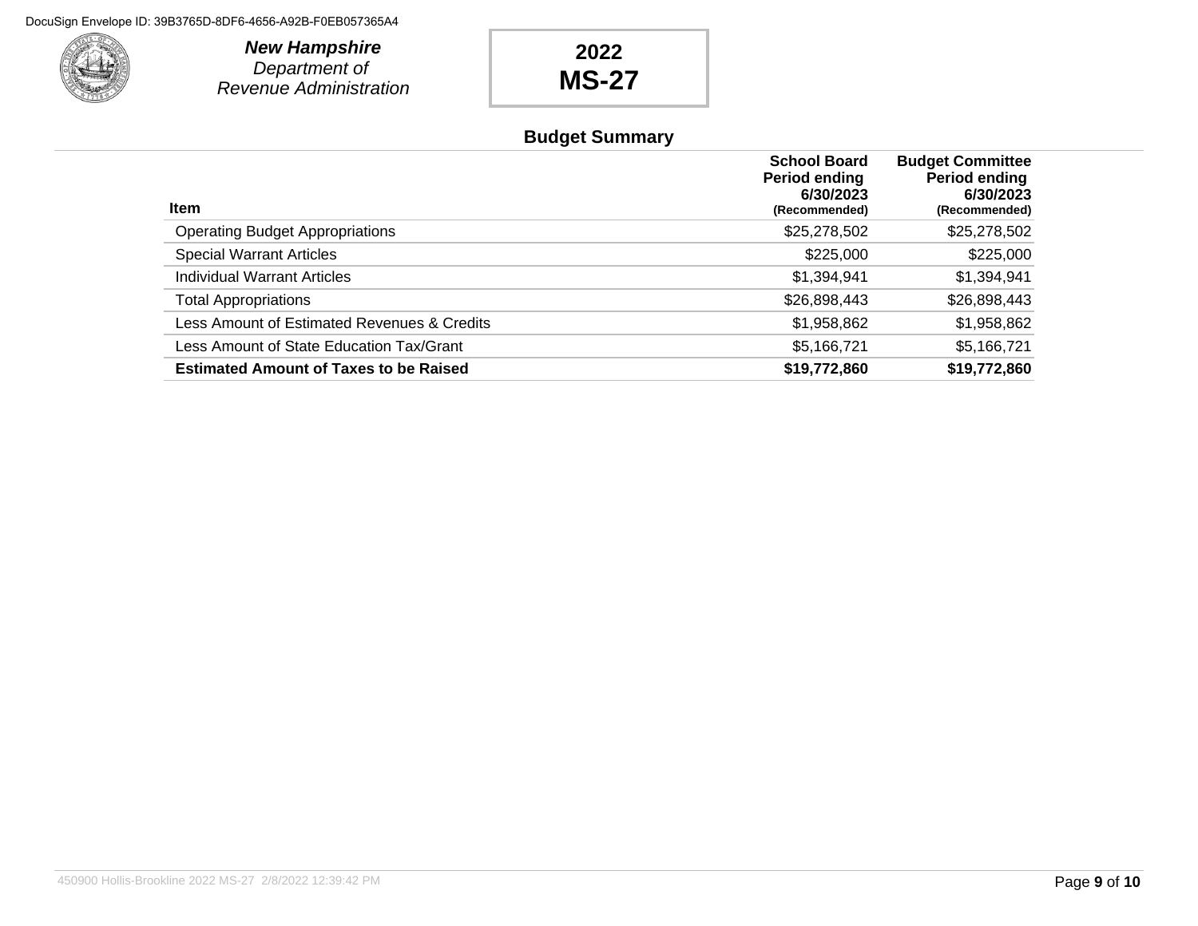**New Hampshire**
*Department of Revenue Administration*

**2022**
**MS-27**

## Budget Summary

| Item | School Board Period ending 6/30/2023 (Recommended) | Budget Committee Period ending 6/30/2023 (Recommended) |
|---|---|---|
| Operating Budget Appropriations | $25,278,502 | $25,278,502 |
| Special Warrant Articles | $225,000 | $225,000 |
| Individual Warrant Articles | $1,394,941 | $1,394,941 |
| Total Appropriations | $26,898,443 | $26,898,443 |
| Less Amount of Estimated Revenues & Credits | $1,958,862 | $1,958,862 |
| Less Amount of State Education Tax/Grant | $5,166,721 | $5,166,721 |
| **Estimated Amount of Taxes to be Raised** | **$19,772,860** | **$19,772,860** |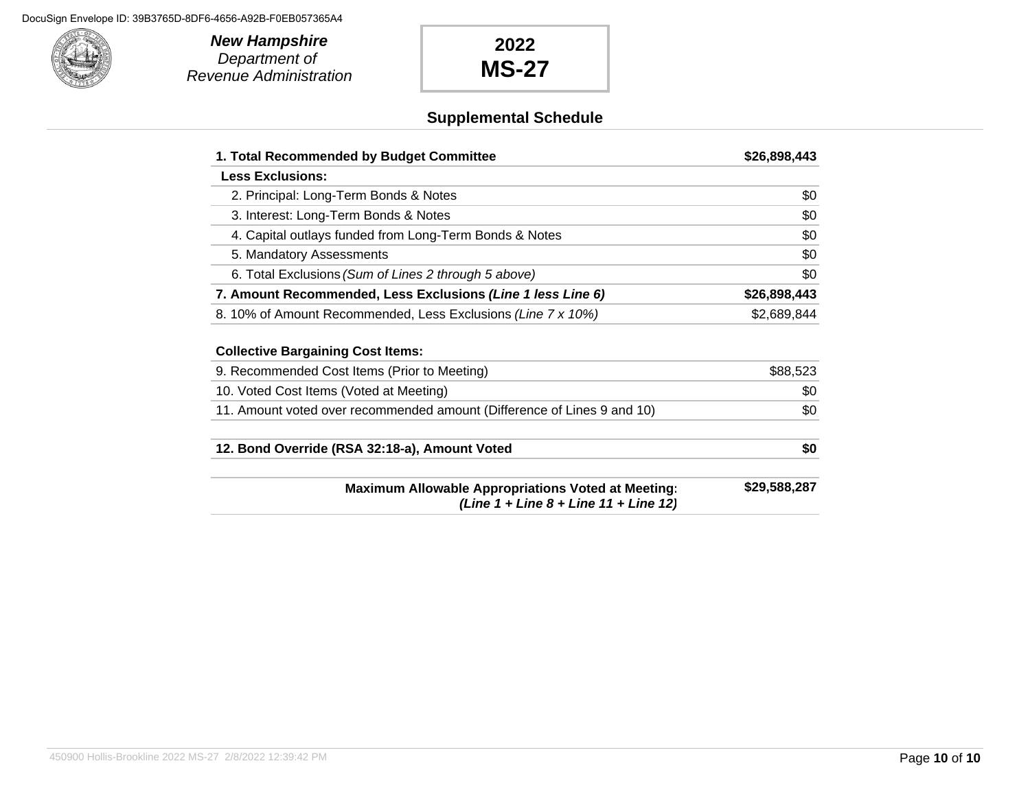DocuSign Envelope ID: 39B3765D-8DF6-4656-A92B-F0EB057365A4

**New Hampshire**
*Department of*
*Revenue Administration*

**2022**
**MS-27**

## Supplemental Schedule

| | |
|---|---|
| **1. Total Recommended by Budget Committee** | **$26,898,443** |
| **Less Exclusions:** | |
| 2. Principal: Long-Term Bonds & Notes | $0 |
| 3. Interest: Long-Term Bonds & Notes | $0 |
| 4. Capital outlays funded from Long-Term Bonds & Notes | $0 |
| 5. Mandatory Assessments | $0 |
| 6. Total Exclusions *(Sum of Lines 2 through 5 above)* | $0 |
| **7. Amount Recommended, Less Exclusions *(Line 1 less Line 6)*** | **$26,898,443** |
| 8. 10% of Amount Recommended, Less Exclusions *(Line 7 x 10%)* | $2,689,844 |

| | |
|---|---|
| **Collective Bargaining Cost Items:** | |
| 9. Recommended Cost Items (Prior to Meeting) | $88,523 |
| 10. Voted Cost Items (Voted at Meeting) | $0 |
| 11. Amount voted over recommended amount (Difference of Lines 9 and 10) | $0 |

| | |
|---|---|
| **12. Bond Override (RSA 32:18-a), Amount Voted** | **$0** |
| **Maximum Allowable Appropriations Voted at Meeting:** ***(Line 1 + Line 8 + Line 11 + Line 12)*** | **$29,588,287** |

450900 Hollis-Brookline 2022 MS-27 2/8/2022 12:39:42 PM